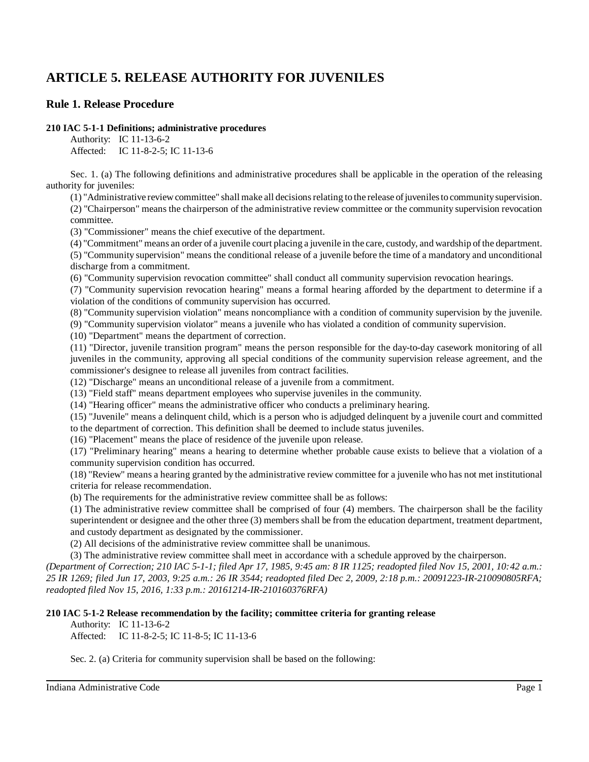# ARTICLE 5. RELEASE AUTHORITY FOR JUVENILES

## Rule 1. Release Procedure

**210 IAC 5-1-1 Definitions; administrative procedures**

Authority: IC 11-13-6-2
Affected: IC 11-8-2-5; IC 11-13-6

Sec. 1. (a) The following definitions and administrative procedures shall be applicable in the operation of the releasing authority for juveniles:

(1) "Administrative review committee" shall make all decisions relating to the release of juveniles to community supervision.
(2) "Chairperson" means the chairperson of the administrative review committee or the community supervision revocation committee.
(3) "Commissioner" means the chief executive of the department.
(4) "Commitment" means an order of a juvenile court placing a juvenile in the care, custody, and wardship of the department.
(5) "Community supervision" means the conditional release of a juvenile before the time of a mandatory and unconditional discharge from a commitment.
(6) "Community supervision revocation committee" shall conduct all community supervision revocation hearings.
(7) "Community supervision revocation hearing" means a formal hearing afforded by the department to determine if a violation of the conditions of community supervision has occurred.
(8) "Community supervision violation" means noncompliance with a condition of community supervision by the juvenile.
(9) "Community supervision violator" means a juvenile who has violated a condition of community supervision.
(10) "Department" means the department of correction.
(11) "Director, juvenile transition program" means the person responsible for the day-to-day casework monitoring of all juveniles in the community, approving all special conditions of the community supervision release agreement, and the commissioner's designee to release all juveniles from contract facilities.
(12) "Discharge" means an unconditional release of a juvenile from a commitment.
(13) "Field staff" means department employees who supervise juveniles in the community.
(14) "Hearing officer" means the administrative officer who conducts a preliminary hearing.
(15) "Juvenile" means a delinquent child, which is a person who is adjudged delinquent by a juvenile court and committed to the department of correction. This definition shall be deemed to include status juveniles.
(16) "Placement" means the place of residence of the juvenile upon release.
(17) "Preliminary hearing" means a hearing to determine whether probable cause exists to believe that a violation of a community supervision condition has occurred.
(18) "Review" means a hearing granted by the administrative review committee for a juvenile who has not met institutional criteria for release recommendation.

(b) The requirements for the administrative review committee shall be as follows:

(1) The administrative review committee shall be comprised of four (4) members. The chairperson shall be the facility superintendent or designee and the other three (3) members shall be from the education department, treatment department, and custody department as designated by the commissioner.
(2) All decisions of the administrative review committee shall be unanimous.
(3) The administrative review committee shall meet in accordance with a schedule approved by the chairperson.

*(Department of Correction; 210 IAC 5-1-1; filed Apr 17, 1985, 9:45 am: 8 IR 1125; readopted filed Nov 15, 2001, 10:42 a.m.: 25 IR 1269; filed Jun 17, 2003, 9:25 a.m.: 26 IR 3544; readopted filed Dec 2, 2009, 2:18 p.m.: 20091223-IR-210090805RFA; readopted filed Nov 15, 2016, 1:33 p.m.: 20161214-IR-210160376RFA)*

**210 IAC 5-1-2 Release recommendation by the facility; committee criteria for granting release**

Authority: IC 11-13-6-2
Affected: IC 11-8-2-5; IC 11-8-5; IC 11-13-6

Sec. 2. (a) Criteria for community supervision shall be based on the following: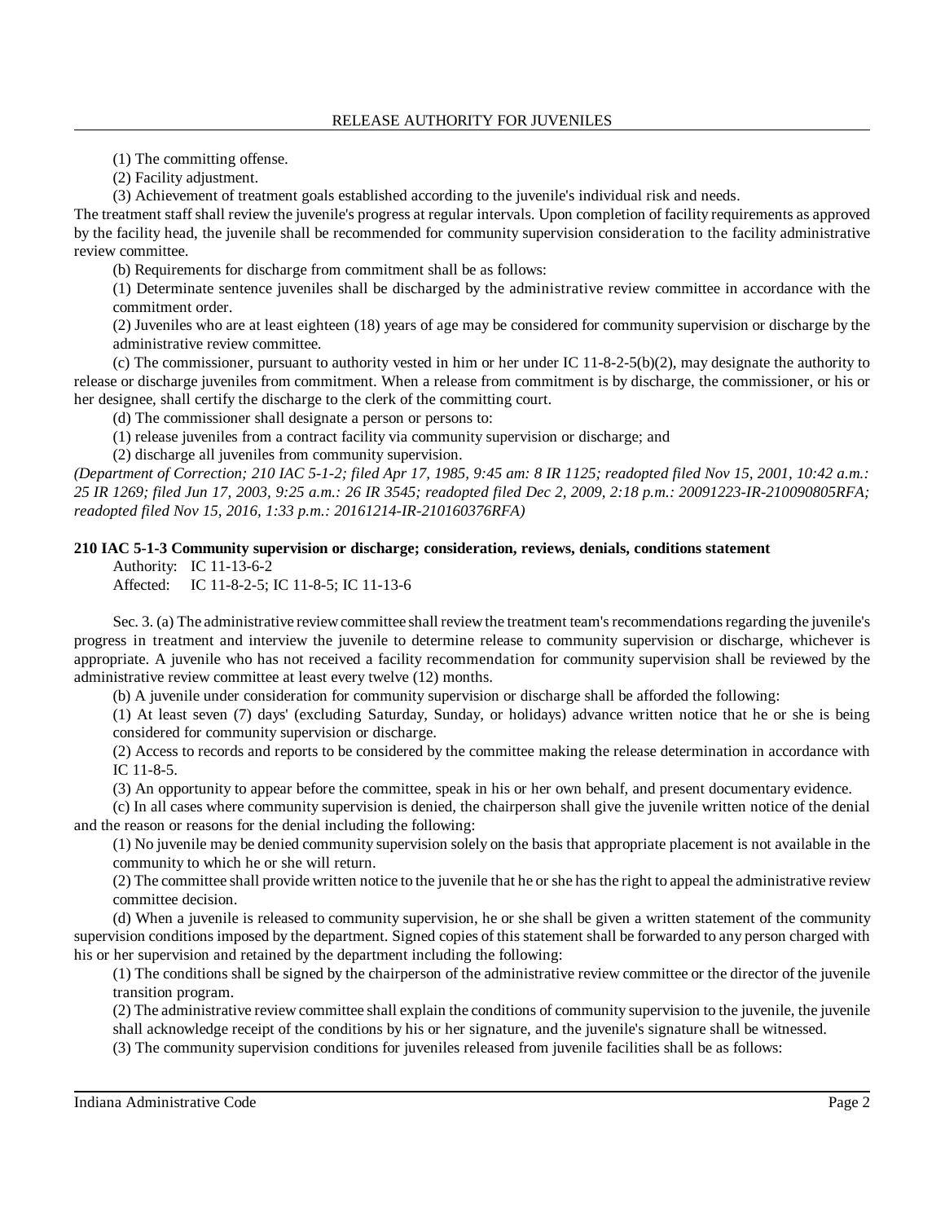(1) The committing offense.

(2) Facility adjustment.

(3) Achievement of treatment goals established according to the juvenile's individual risk and needs.

The treatment staff shall review the juvenile's progress at regular intervals. Upon completion of facility requirements as approved by the facility head, the juvenile shall be recommended for community supervision consideration to the facility administrative review committee.

(b) Requirements for discharge from commitment shall be as follows:

(1) Determinate sentence juveniles shall be discharged by the administrative review committee in accordance with the commitment order.

(2) Juveniles who are at least eighteen (18) years of age may be considered for community supervision or discharge by the administrative review committee.

(c) The commissioner, pursuant to authority vested in him or her under IC 11-8-2-5(b)(2), may designate the authority to release or discharge juveniles from commitment. When a release from commitment is by discharge, the commissioner, or his or her designee, shall certify the discharge to the clerk of the committing court.

(d) The commissioner shall designate a person or persons to:

(1) release juveniles from a contract facility via community supervision or discharge; and

(2) discharge all juveniles from community supervision.

*(Department of Correction; 210 IAC 5-1-2; filed Apr 17, 1985, 9:45 am: 8 IR 1125; readopted filed Nov 15, 2001, 10:42 a.m.: 25 IR 1269; filed Jun 17, 2003, 9:25 a.m.: 26 IR 3545; readopted filed Dec 2, 2009, 2:18 p.m.: 20091223-IR-210090805RFA; readopted filed Nov 15, 2016, 1:33 p.m.: 20161214-IR-210160376RFA)*

**210 IAC 5-1-3 Community supervision or discharge; consideration, reviews, denials, conditions statement**

Authority: IC 11-13-6-2

Affected: IC 11-8-2-5; IC 11-8-5; IC 11-13-6

Sec. 3. (a) The administrative review committee shall review the treatment team's recommendations regarding the juvenile's progress in treatment and interview the juvenile to determine release to community supervision or discharge, whichever is appropriate. A juvenile who has not received a facility recommendation for community supervision shall be reviewed by the administrative review committee at least every twelve (12) months.

(b) A juvenile under consideration for community supervision or discharge shall be afforded the following:

(1) At least seven (7) days' (excluding Saturday, Sunday, or holidays) advance written notice that he or she is being considered for community supervision or discharge.

(2) Access to records and reports to be considered by the committee making the release determination in accordance with IC 11-8-5.

(3) An opportunity to appear before the committee, speak in his or her own behalf, and present documentary evidence.

(c) In all cases where community supervision is denied, the chairperson shall give the juvenile written notice of the denial and the reason or reasons for the denial including the following:

(1) No juvenile may be denied community supervision solely on the basis that appropriate placement is not available in the community to which he or she will return.

(2) The committee shall provide written notice to the juvenile that he or she has the right to appeal the administrative review committee decision.

(d) When a juvenile is released to community supervision, he or she shall be given a written statement of the community supervision conditions imposed by the department. Signed copies of this statement shall be forwarded to any person charged with his or her supervision and retained by the department including the following:

(1) The conditions shall be signed by the chairperson of the administrative review committee or the director of the juvenile transition program.

(2) The administrative review committee shall explain the conditions of community supervision to the juvenile, the juvenile shall acknowledge receipt of the conditions by his or her signature, and the juvenile's signature shall be witnessed.

(3) The community supervision conditions for juveniles released from juvenile facilities shall be as follows: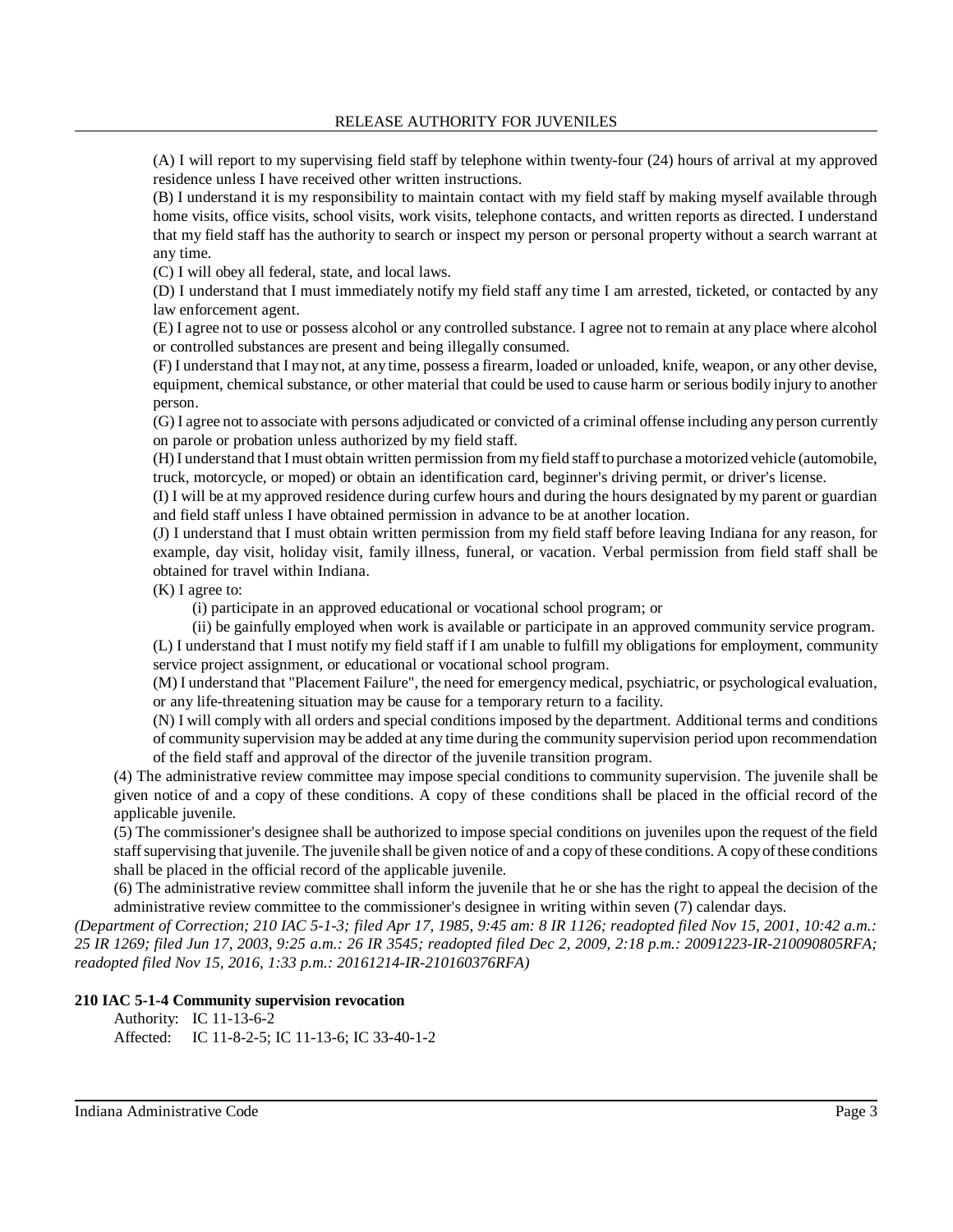(A) I will report to my supervising field staff by telephone within twenty-four (24) hours of arrival at my approved residence unless I have received other written instructions.

(B) I understand it is my responsibility to maintain contact with my field staff by making myself available through home visits, office visits, school visits, work visits, telephone contacts, and written reports as directed. I understand that my field staff has the authority to search or inspect my person or personal property without a search warrant at any time.

(C) I will obey all federal, state, and local laws.

(D) I understand that I must immediately notify my field staff any time I am arrested, ticketed, or contacted by any law enforcement agent.

(E) I agree not to use or possess alcohol or any controlled substance. I agree not to remain at any place where alcohol or controlled substances are present and being illegally consumed.

(F) I understand that I may not, at any time, possess a firearm, loaded or unloaded, knife, weapon, or any other devise, equipment, chemical substance, or other material that could be used to cause harm or serious bodily injury to another person.

(G) I agree not to associate with persons adjudicated or convicted of a criminal offense including any person currently on parole or probation unless authorized by my field staff.

(H) I understand that I must obtain written permission from my field staff to purchase a motorized vehicle (automobile, truck, motorcycle, or moped) or obtain an identification card, beginner's driving permit, or driver's license.

(I) I will be at my approved residence during curfew hours and during the hours designated by my parent or guardian and field staff unless I have obtained permission in advance to be at another location.

(J) I understand that I must obtain written permission from my field staff before leaving Indiana for any reason, for example, day visit, holiday visit, family illness, funeral, or vacation. Verbal permission from field staff shall be obtained for travel within Indiana.

(K) I agree to:

(i) participate in an approved educational or vocational school program; or

(ii) be gainfully employed when work is available or participate in an approved community service program.

(L) I understand that I must notify my field staff if I am unable to fulfill my obligations for employment, community service project assignment, or educational or vocational school program.

(M) I understand that "Placement Failure", the need for emergency medical, psychiatric, or psychological evaluation, or any life-threatening situation may be cause for a temporary return to a facility.

(N) I will comply with all orders and special conditions imposed by the department. Additional terms and conditions of community supervision may be added at any time during the community supervision period upon recommendation of the field staff and approval of the director of the juvenile transition program.

(4) The administrative review committee may impose special conditions to community supervision. The juvenile shall be given notice of and a copy of these conditions. A copy of these conditions shall be placed in the official record of the applicable juvenile.

(5) The commissioner's designee shall be authorized to impose special conditions on juveniles upon the request of the field staff supervising that juvenile. The juvenile shall be given notice of and a copy of these conditions. A copy of these conditions shall be placed in the official record of the applicable juvenile.

(6) The administrative review committee shall inform the juvenile that he or she has the right to appeal the decision of the administrative review committee to the commissioner's designee in writing within seven (7) calendar days.

*(Department of Correction; 210 IAC 5-1-3; filed Apr 17, 1985, 9:45 am: 8 IR 1126; readopted filed Nov 15, 2001, 10:42 a.m.: 25 IR 1269; filed Jun 17, 2003, 9:25 a.m.: 26 IR 3545; readopted filed Dec 2, 2009, 2:18 p.m.: 20091223-IR-210090805RFA; readopted filed Nov 15, 2016, 1:33 p.m.: 20161214-IR-210160376RFA)*

**210 IAC 5-1-4 Community supervision revocation**

Authority: IC 11-13-6-2
Affected: IC 11-8-2-5; IC 11-13-6; IC 33-40-1-2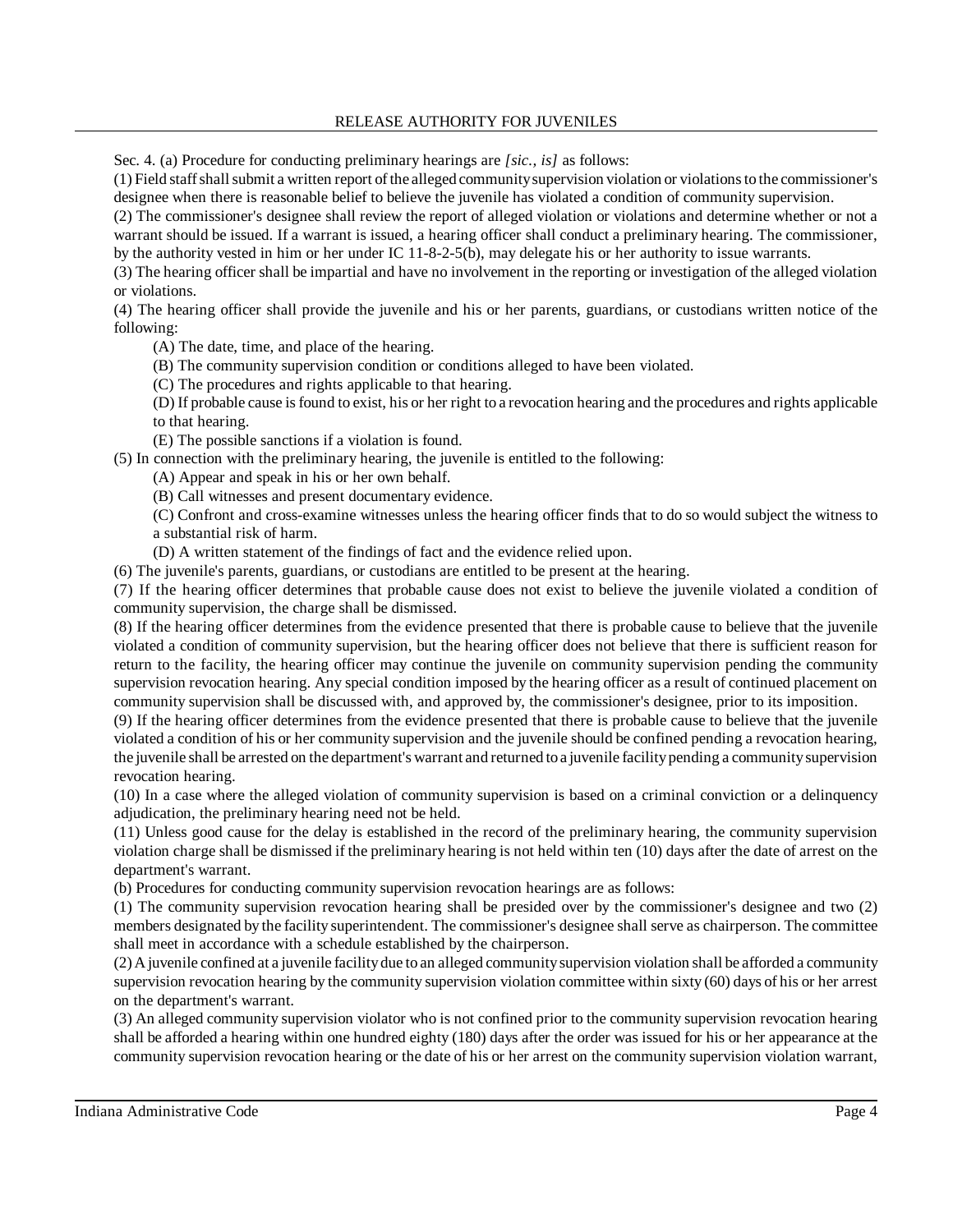Sec. 4. (a) Procedure for conducting preliminary hearings are *[sic., is]* as follows:

(1) Field staff shall submit a written report of the alleged community supervision violation or violations to the commissioner's designee when there is reasonable belief to believe the juvenile has violated a condition of community supervision.

(2) The commissioner's designee shall review the report of alleged violation or violations and determine whether or not a warrant should be issued. If a warrant is issued, a hearing officer shall conduct a preliminary hearing. The commissioner, by the authority vested in him or her under IC 11-8-2-5(b), may delegate his or her authority to issue warrants.

(3) The hearing officer shall be impartial and have no involvement in the reporting or investigation of the alleged violation or violations.

(4) The hearing officer shall provide the juvenile and his or her parents, guardians, or custodians written notice of the following:

(A) The date, time, and place of the hearing.

(B) The community supervision condition or conditions alleged to have been violated.

(C) The procedures and rights applicable to that hearing.

(D) If probable cause is found to exist, his or her right to a revocation hearing and the procedures and rights applicable to that hearing.

(E) The possible sanctions if a violation is found.

(5) In connection with the preliminary hearing, the juvenile is entitled to the following:

(A) Appear and speak in his or her own behalf.

(B) Call witnesses and present documentary evidence.

(C) Confront and cross-examine witnesses unless the hearing officer finds that to do so would subject the witness to a substantial risk of harm.

(D) A written statement of the findings of fact and the evidence relied upon.

(6) The juvenile's parents, guardians, or custodians are entitled to be present at the hearing.

(7) If the hearing officer determines that probable cause does not exist to believe the juvenile violated a condition of community supervision, the charge shall be dismissed.

(8) If the hearing officer determines from the evidence presented that there is probable cause to believe that the juvenile violated a condition of community supervision, but the hearing officer does not believe that there is sufficient reason for return to the facility, the hearing officer may continue the juvenile on community supervision pending the community supervision revocation hearing. Any special condition imposed by the hearing officer as a result of continued placement on community supervision shall be discussed with, and approved by, the commissioner's designee, prior to its imposition.

(9) If the hearing officer determines from the evidence presented that there is probable cause to believe that the juvenile violated a condition of his or her community supervision and the juvenile should be confined pending a revocation hearing, the juvenile shall be arrested on the department's warrant and returned to a juvenile facility pending a community supervision revocation hearing.

(10) In a case where the alleged violation of community supervision is based on a criminal conviction or a delinquency adjudication, the preliminary hearing need not be held.

(11) Unless good cause for the delay is established in the record of the preliminary hearing, the community supervision violation charge shall be dismissed if the preliminary hearing is not held within ten (10) days after the date of arrest on the department's warrant.

(b) Procedures for conducting community supervision revocation hearings are as follows:

(1) The community supervision revocation hearing shall be presided over by the commissioner's designee and two (2) members designated by the facility superintendent. The commissioner's designee shall serve as chairperson. The committee shall meet in accordance with a schedule established by the chairperson.

(2) A juvenile confined at a juvenile facility due to an alleged community supervision violation shall be afforded a community supervision revocation hearing by the community supervision violation committee within sixty (60) days of his or her arrest on the department's warrant.

(3) An alleged community supervision violator who is not confined prior to the community supervision revocation hearing shall be afforded a hearing within one hundred eighty (180) days after the order was issued for his or her appearance at the community supervision revocation hearing or the date of his or her arrest on the community supervision violation warrant,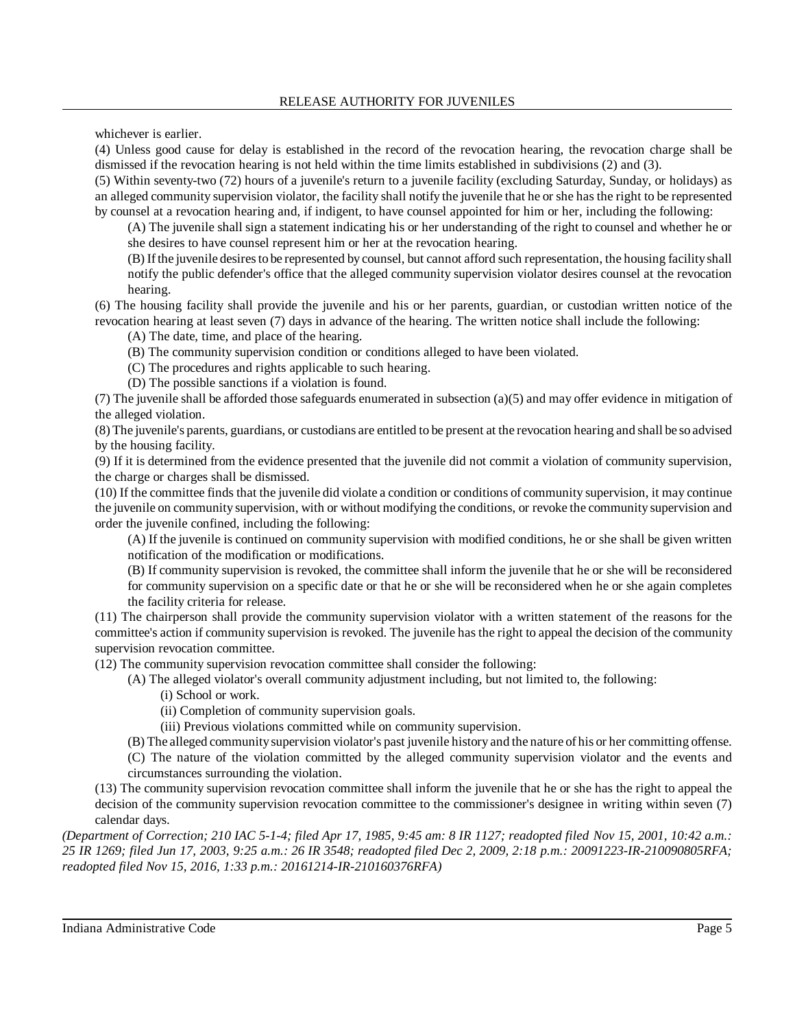whichever is earlier.

(4) Unless good cause for delay is established in the record of the revocation hearing, the revocation charge shall be dismissed if the revocation hearing is not held within the time limits established in subdivisions (2) and (3).

(5) Within seventy-two (72) hours of a juvenile's return to a juvenile facility (excluding Saturday, Sunday, or holidays) as an alleged community supervision violator, the facility shall notify the juvenile that he or she has the right to be represented by counsel at a revocation hearing and, if indigent, to have counsel appointed for him or her, including the following:

(A) The juvenile shall sign a statement indicating his or her understanding of the right to counsel and whether he or she desires to have counsel represent him or her at the revocation hearing.

(B) If the juvenile desires to be represented by counsel, but cannot afford such representation, the housing facility shall notify the public defender's office that the alleged community supervision violator desires counsel at the revocation hearing.

(6) The housing facility shall provide the juvenile and his or her parents, guardian, or custodian written notice of the revocation hearing at least seven (7) days in advance of the hearing. The written notice shall include the following:

(A) The date, time, and place of the hearing.

(B) The community supervision condition or conditions alleged to have been violated.

(C) The procedures and rights applicable to such hearing.

(D) The possible sanctions if a violation is found.

(7) The juvenile shall be afforded those safeguards enumerated in subsection (a)(5) and may offer evidence in mitigation of the alleged violation.

(8) The juvenile's parents, guardians, or custodians are entitled to be present at the revocation hearing and shall be so advised by the housing facility.

(9) If it is determined from the evidence presented that the juvenile did not commit a violation of community supervision, the charge or charges shall be dismissed.

(10) If the committee finds that the juvenile did violate a condition or conditions of community supervision, it may continue the juvenile on community supervision, with or without modifying the conditions, or revoke the community supervision and order the juvenile confined, including the following:

(A) If the juvenile is continued on community supervision with modified conditions, he or she shall be given written notification of the modification or modifications.

(B) If community supervision is revoked, the committee shall inform the juvenile that he or she will be reconsidered for community supervision on a specific date or that he or she will be reconsidered when he or she again completes the facility criteria for release.

(11) The chairperson shall provide the community supervision violator with a written statement of the reasons for the committee's action if community supervision is revoked. The juvenile has the right to appeal the decision of the community supervision revocation committee.

(12) The community supervision revocation committee shall consider the following:

(A) The alleged violator's overall community adjustment including, but not limited to, the following:

(i) School or work.

(ii) Completion of community supervision goals.

(iii) Previous violations committed while on community supervision.

(B) The alleged community supervision violator's past juvenile history and the nature of his or her committing offense.

(C) The nature of the violation committed by the alleged community supervision violator and the events and circumstances surrounding the violation.

(13) The community supervision revocation committee shall inform the juvenile that he or she has the right to appeal the decision of the community supervision revocation committee to the commissioner's designee in writing within seven (7) calendar days.

*(Department of Correction; 210 IAC 5-1-4; filed Apr 17, 1985, 9:45 am: 8 IR 1127; readopted filed Nov 15, 2001, 10:42 a.m.: 25 IR 1269; filed Jun 17, 2003, 9:25 a.m.: 26 IR 3548; readopted filed Dec 2, 2009, 2:18 p.m.: 20091223-IR-210090805RFA; readopted filed Nov 15, 2016, 1:33 p.m.: 20161214-IR-210160376RFA)*